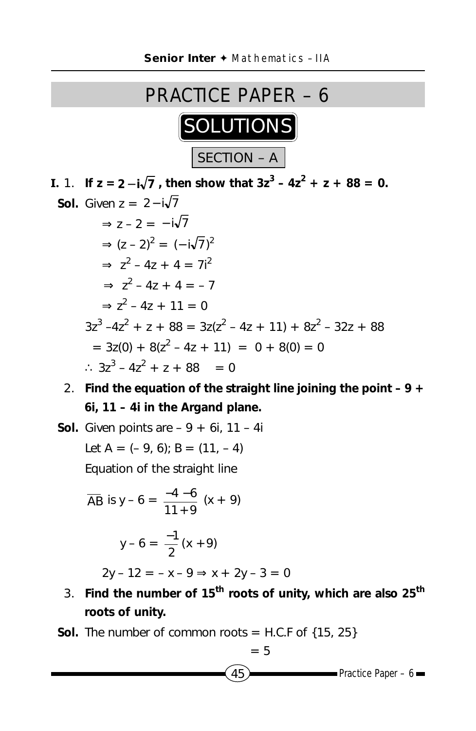# PRACTICE PAPER – 6

## SOLUTIONS

### SECTION – A

**I.** 1. **If $z = 2 - i\sqrt{7}$, then show that $3z^3 - 4z^2 + z + 88 = 0$.**

**Sol.** Given $z = 2 - i\sqrt{7}$

$\Rightarrow z - 2 = -i\sqrt{7}$

$\Rightarrow (z - 2)^2 = (-i\sqrt{7})^2$

$\Rightarrow z^2 - 4z + 4 = 7i^2$

$\Rightarrow z^2 - 4z + 4 = -7$

$\Rightarrow z^2 - 4z + 11 = 0$

$3z^3 - 4z^2 + z + 88 = 3z(z^2 - 4z + 11) + 8z^2 - 32z + 88$

$= 3z(0) + 8(z^2 - 4z + 11) = 0 + 8(0) = 0$

$\therefore 3z^3 - 4z^2 + z + 88 = 0$

2. **Find the equation of the straight line joining the point $-9 + 6i$, $11 - 4i$ in the Argand plane.**

**Sol.** Given points are $-9 + 6i$, $11 - 4i$

Let $A = (-9, 6)$; $B = (11, -4)$

Equation of the straight line

$\overline{AB}$ is $y - 6 = \dfrac{-4 - 6}{11 + 9}(x + 9)$

$y - 6 = \dfrac{-1}{2}(x + 9)$

$2y - 12 = -x - 9 \Rightarrow x + 2y - 3 = 0$

3. **Find the number of 15th roots of unity, which are also 25th roots of unity.**

**Sol.** The number of common roots = H.C.F of {15, 25}

$= 5$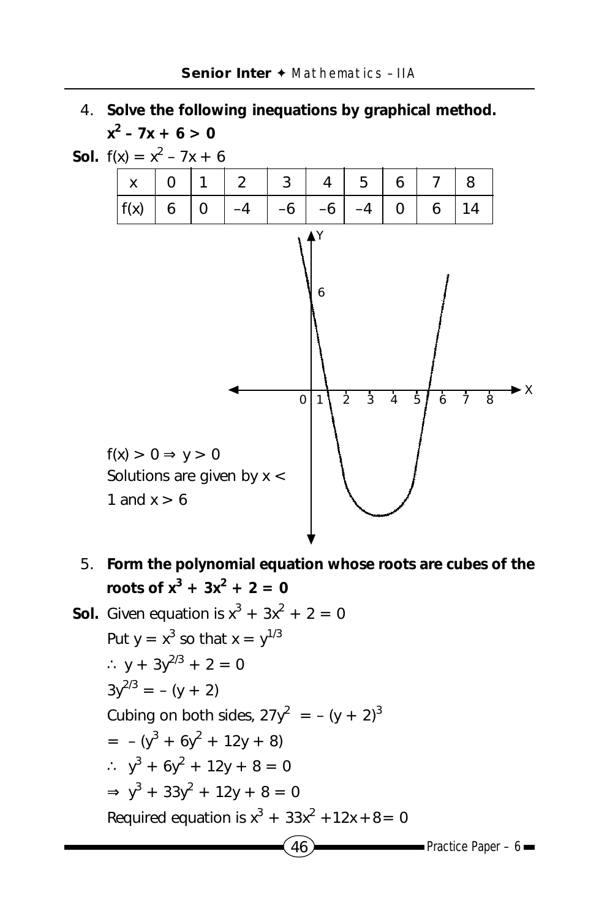4. **Solve the following inequations by graphical method.**
   **$x^2 - 7x + 6 > 0$**

**Sol.** $f(x) = x^2 - 7x + 6$

| x | 0 | 1 | 2 | 3 | 4 | 5 | 6 | 7 | 8 |
|---|---|---|---|---|---|---|---|---|---|
| f(x) | 6 | 0 | –4 | –6 | –6 | –4 | 0 | 6 | 14 |

$f(x) > 0 \Rightarrow y > 0$

Solutions are given by $x < 1$ and $x > 6$

5. **Form the polynomial equation whose roots are cubes of the roots of $x^3 + 3x^2 + 2 = 0$**

**Sol.** Given equation is $x^3 + 3x^2 + 2 = 0$

Put $y = x^3$ so that $x = y^{1/3}$

$\therefore\ y + 3y^{2/3} + 2 = 0$

$3y^{2/3} = -(y + 2)$

Cubing on both sides, $27y^2 = -(y + 2)^3$

$= -(y^3 + 6y^2 + 12y + 8)$

$\therefore\ y^3 + 6y^2 + 12y + 8 = 0$

$\Rightarrow y^3 + 33y^2 + 12y + 8 = 0$

Required equation is $x^3 + 33x^2 + 12x + 8 = 0$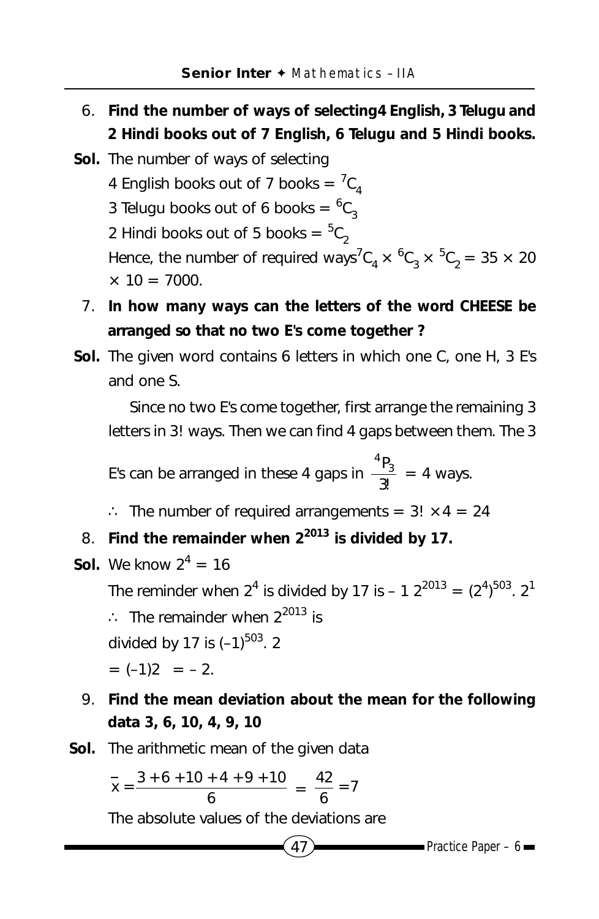6. **Find the number of ways of selecting4 English, 3 Telugu and 2 Hindi books out of 7 English, 6 Telugu and 5 Hindi books.**

**Sol.** The number of ways of selecting

4 English books out of 7 books = ${}^{7}C_{4}$

3 Telugu books out of 6 books = ${}^{6}C_{3}$

2 Hindi books out of 5 books = ${}^{5}C_{2}$

Hence, the number of required ways ${}^{7}C_{4} \times {}^{6}C_{3} \times {}^{5}C_{2} = 35 \times 20 \times 10 = 7000.$

7. **In how many ways can the letters of the word CHEESE be arranged so that no two E's come together ?**

**Sol.** The given word contains 6 letters in which one C, one H, 3 E's and one S.

Since no two E's come together, first arrange the remaining 3 letters in 3! ways. Then we can find 4 gaps between them. The 3 E's can be arranged in these 4 gaps in $\frac{{}^{4}P_{3}}{3!} = 4$ ways.

$\therefore$ The number of required arrangements = $3! \times 4 = 24$

8. **Find the remainder when $2^{2013}$ is divided by 17.**

**Sol.** We know $2^4 = 16$

The reminder when $2^4$ is divided by 17 is – 1 $2^{2013} = (2^4)^{503} . 2^1$

$\therefore$ The remainder when $2^{2013}$ is

divided by 17 is $(-1)^{503} . 2$

$= (-1)2 = -2.$

9. **Find the mean deviation about the mean for the following data 3, 6, 10, 4, 9, 10**

**Sol.** The arithmetic mean of the given data

$$\bar{x} = \frac{3+6+10+4+9+10}{6} = \frac{42}{6} = 7$$

The absolute values of the deviations are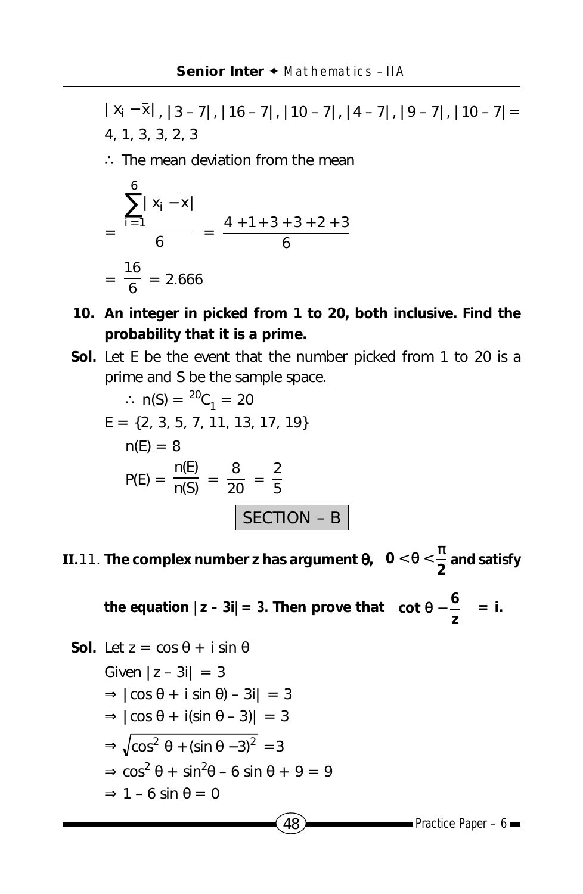$|x_i - \bar{x}|$, $|3-7|$, $|16-7|$, $|10-7|$, $|4-7|$, $|9-7|$, $|10-7|$ = 4, 1, 3, 3, 2, 3

∴ The mean deviation from the mean

$$= \frac{\sum_{i=1}^{6} |x_i - \bar{x}|}{6} = \frac{4+1+3+3+2+3}{6}$$

$$= \frac{16}{6} = 2.666$$

**10. An integer in picked from 1 to 20, both inclusive. Find the probability that it is a prime.**

**Sol.** Let E be the event that the number picked from 1 to 20 is a prime and S be the sample space.

$\therefore\ n(S) = {}^{20}C_1 = 20$

$E = \{2, 3, 5, 7, 11, 13, 17, 19\}$

$n(E) = 8$

$P(E) = \frac{n(E)}{n(S)} = \frac{8}{20} = \frac{2}{5}$

## SECTION – B

**II.11. The complex number z has argument θ, $0 < \theta < \frac{\pi}{2}$ and satisfy the equation $|z - 3i| = 3$. Then prove that $\cot\theta - \frac{6}{z} = i$.**

**Sol.** Let $z = \cos\theta + i\sin\theta$

Given $|z - 3i| = 3$

$\Rightarrow |\cos\theta + i\sin\theta) - 3i| = 3$

$\Rightarrow |\cos\theta + i(\sin\theta - 3)| = 3$

$\Rightarrow \sqrt{\cos^2\theta + (\sin\theta - 3)^2} = 3$

$\Rightarrow \cos^2\theta + \sin^2\theta - 6\sin\theta + 9 = 9$

$\Rightarrow 1 - 6\sin\theta = 0$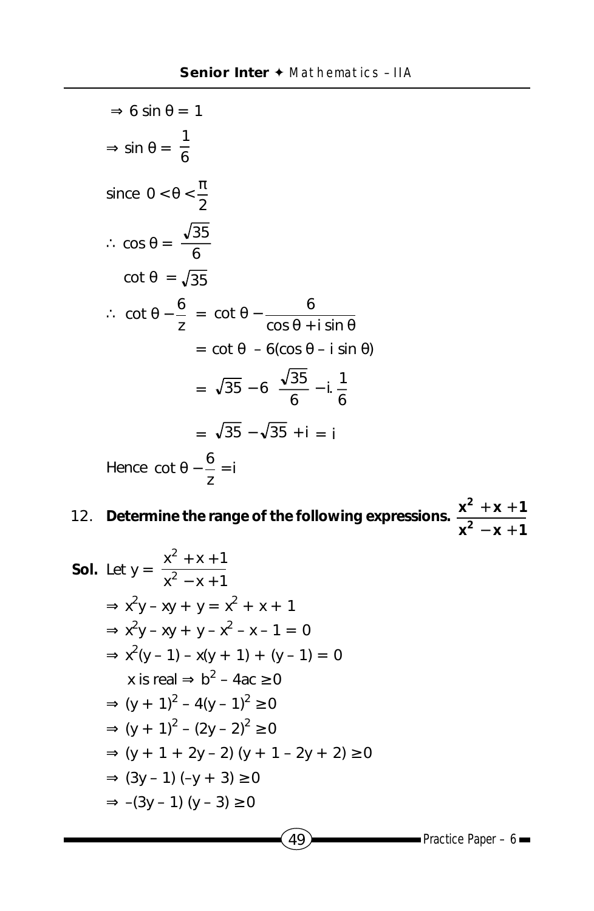$\Rightarrow 6 \sin \theta = 1$

$\Rightarrow \sin \theta = \frac{1}{6}$

since $0 < \theta < \frac{\pi}{2}$

$\therefore \cos \theta = \frac{\sqrt{35}}{6}$

$\cot \theta = \sqrt{35}$

$$\therefore \cot \theta - \frac{6}{z} = \cot \theta - \frac{6}{\cos \theta + i \sin \theta}$$

$$= \cot \theta - 6(\cos \theta - i \sin \theta)$$

$$= \sqrt{35} - 6\left(\frac{\sqrt{35}}{6} - i.\frac{1}{6}\right)$$

$$= \sqrt{35} - \sqrt{35} + i = i$$

Hence $\cot \theta - \frac{6}{z} = i$

12. **Determine the range of the following expressions.** $\frac{x^2 + x + 1}{x^2 - x + 1}$

**Sol.** Let $y = \frac{x^2 + x + 1}{x^2 - x + 1}$

$\Rightarrow x^2 y - xy + y = x^2 + x + 1$

$\Rightarrow x^2 y - xy + y - x^2 - x - 1 = 0$

$\Rightarrow x^2(y - 1) - x(y + 1) + (y - 1) = 0$

$x$ is real $\Rightarrow b^2 - 4ac \geq 0$

$\Rightarrow (y + 1)^2 - 4(y - 1)^2 \geq 0$

$\Rightarrow (y + 1)^2 - (2y - 2)^2 \geq 0$

$\Rightarrow (y + 1 + 2y - 2)(y + 1 - 2y + 2) \geq 0$

$\Rightarrow (3y - 1)(-y + 3) \geq 0$

$\Rightarrow -(3y - 1)(y - 3) \geq 0$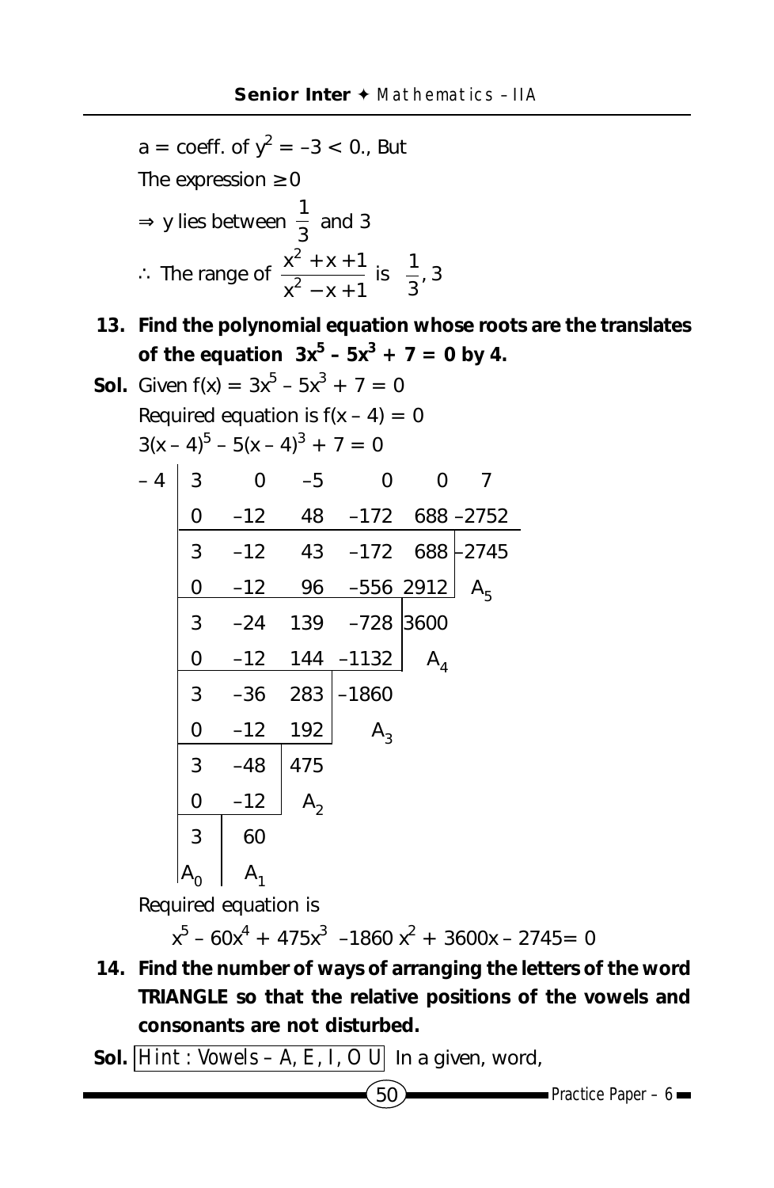$a$ = coeff. of $y^2 = -3 < 0$., But

The expression $\geq 0$

$\Rightarrow$ y lies between $\frac{1}{3}$ and 3

$\therefore$ The range of $\frac{x^2+x+1}{x^2-x+1}$ is $\frac{1}{3}, 3$

**13. Find the polynomial equation whose roots are the translates of the equation $3x^5 - 5x^3 + 7 = 0$ by 4.**

**Sol.** Given $f(x) = 3x^5 - 5x^3 + 7 = 0$

Required equation is $f(x - 4) = 0$

$3(x - 4)^5 - 5(x - 4)^3 + 7 = 0$

| –4 | 3 | 0 | –5 | 0 | 0 | 7 |
|---|---|---|---|---|---|---|
| | 0 | –12 | 48 | –172 | 688 | –2752 |
| | 3 | –12 | 43 | –172 | 688 | –2745 |
| | 0 | –12 | 96 | –556 | 2912 | $A_5$ |
| | 3 | –24 | 139 | –728 | 3600 | |
| | 0 | –12 | 144 | –1132 | $A_4$ | |
| | 3 | –36 | 283 | –1860 | | |
| | 0 | –12 | 192 | $A_3$ | | |
| | 3 | –48 | 475 | | | |
| | 0 | –12 | $A_2$ | | | |
| | 3 | 60 | | | | |
| | $A_0$ | $A_1$ | | | | |

Required equation is

$$x^5 - 60x^4 + 475x^3 - 1860x^2 + 3600x - 2745 = 0$$

**14. Find the number of ways of arranging the letters of the word TRIANGLE so that the relative positions of the vowels and consonants are not disturbed.**

**Sol.** Hint : Vowels – A, E, I, O U In a given, word,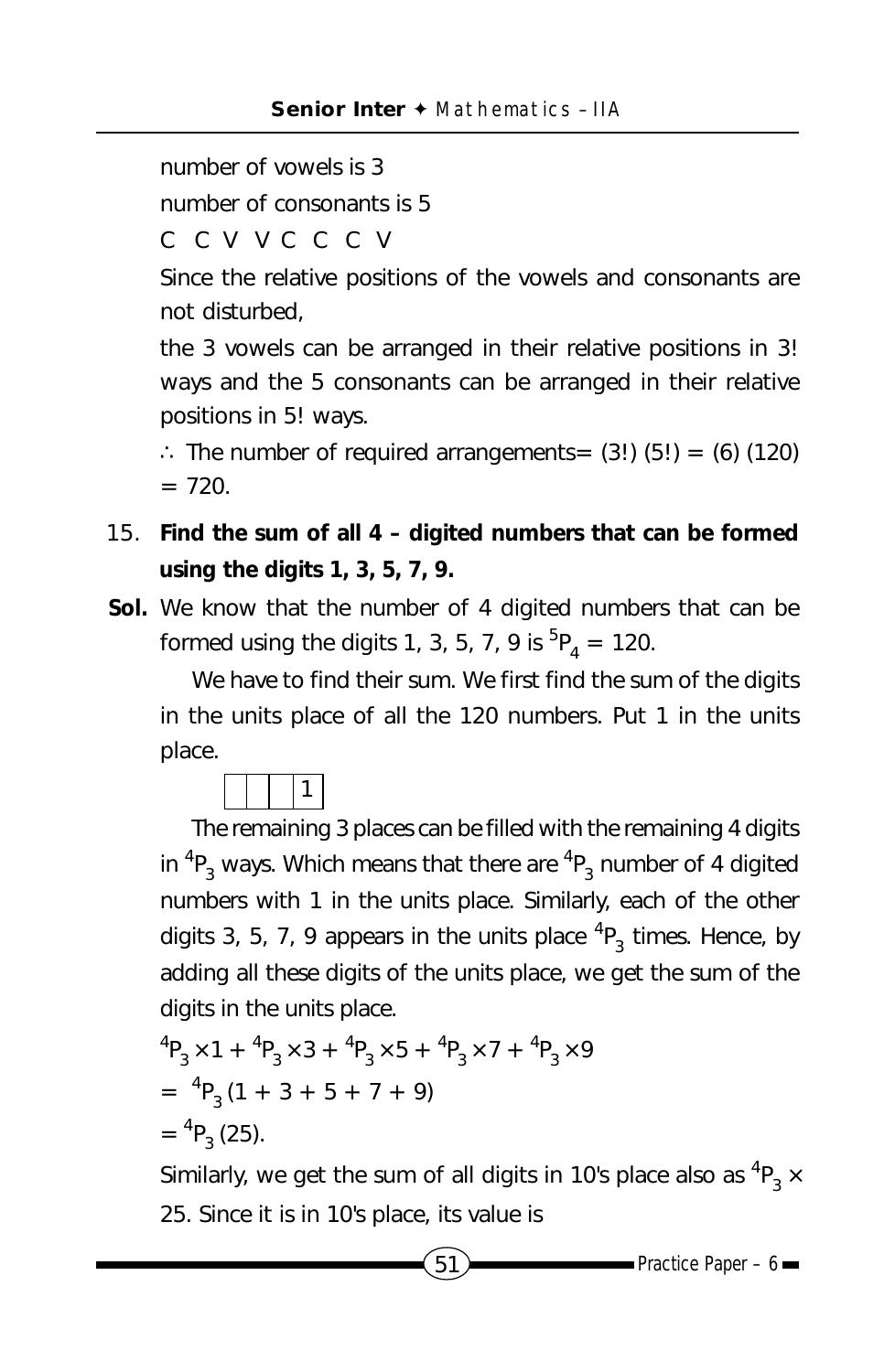number of vowels is 3

number of consonants is 5

C C V V C C C V

Since the relative positions of the vowels and consonants are not disturbed,

the 3 vowels can be arranged in their relative positions in 3! ways and the 5 consonants can be arranged in their relative positions in 5! ways.

$\therefore$ The number of required arrangements= (3!) (5!) = (6) (120) = 720.

15. **Find the sum of all 4 – digited numbers that can be formed using the digits 1, 3, 5, 7, 9.**

**Sol.** We know that the number of 4 digited numbers that can be formed using the digits 1, 3, 5, 7, 9 is ${}^5P_4 = 120$.

We have to find their sum. We first find the sum of the digits in the units place of all the 120 numbers. Put 1 in the units place.

| | | | 1 |
|---|---|---|---|

The remaining 3 places can be filled with the remaining 4 digits in ${}^4P_3$ ways. Which means that there are ${}^4P_3$ number of 4 digited numbers with 1 in the units place. Similarly, each of the other digits 3, 5, 7, 9 appears in the units place ${}^4P_3$ times. Hence, by adding all these digits of the units place, we get the sum of the digits in the units place.

$${}^4P_3 \times 1 + {}^4P_3 \times 3 + {}^4P_3 \times 5 + {}^4P_3 \times 7 + {}^4P_3 \times 9$$

$$= {}^4P_3 (1 + 3 + 5 + 7 + 9)$$

$$= {}^4P_3 (25).$$

Similarly, we get the sum of all digits in 10's place also as ${}^4P_3 \times 25$. Since it is in 10's place, its value is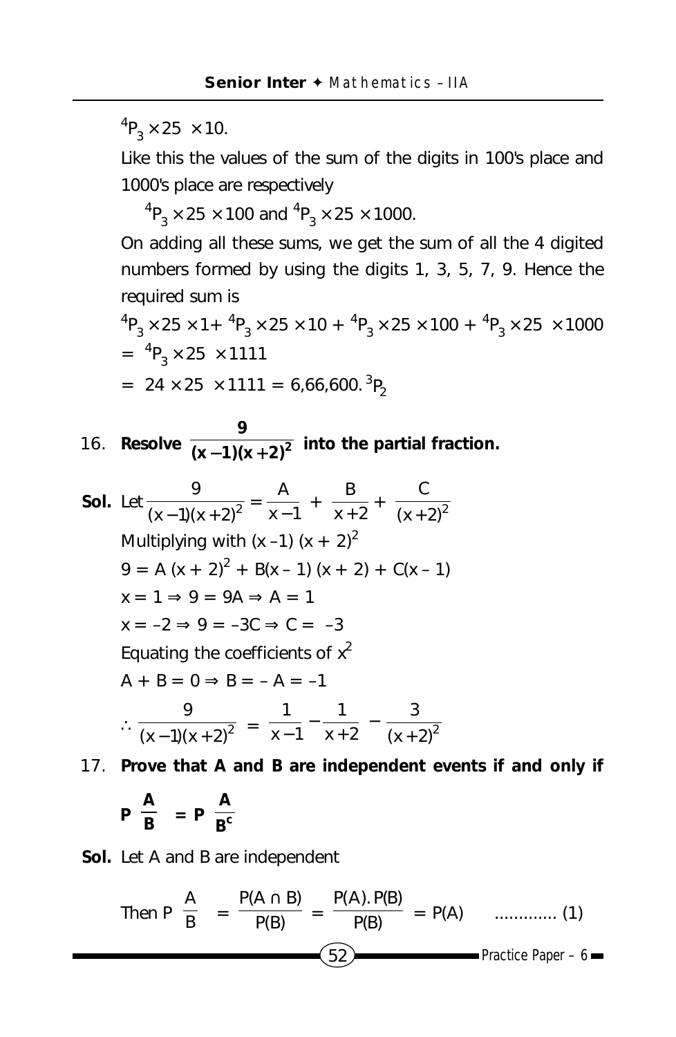${}^4P_3 \times 25 \times 10$.

Like this the values of the sum of the digits in 100's place and 1000's place are respectively

${}^4P_3 \times 25 \times 100$ and ${}^4P_3 \times 25 \times 1000$.

On adding all these sums, we get the sum of all the 4 digited numbers formed by using the digits 1, 3, 5, 7, 9. Hence the required sum is

${}^4P_3 \times 25 \times 1 + {}^4P_3 \times 25 \times 10 + {}^4P_3 \times 25 \times 100 + {}^4P_3 \times 25 \times 1000$

$= {}^4P_3 \times 25 \times 1111$

$= 24 \times 25 \times 1111 = 6,66,600.\ {}^3P_2$

16. **Resolve $\dfrac{9}{(x-1)(x+2)^2}$ into the partial fraction.**

**Sol.** Let $\dfrac{9}{(x-1)(x+2)^2} = \dfrac{A}{x-1} + \dfrac{B}{x+2} + \dfrac{C}{(x+2)^2}$

Multiplying with $(x-1)(x+2)^2$

$9 = A(x+2)^2 + B(x-1)(x+2) + C(x-1)$

$x = 1 \Rightarrow 9 = 9A \Rightarrow A = 1$

$x = -2 \Rightarrow 9 = -3C \Rightarrow C = -3$

Equating the coefficients of $x^2$

$A + B = 0 \Rightarrow B = -A = -1$

$\therefore \dfrac{9}{(x-1)(x+2)^2} = \dfrac{1}{x-1} - \dfrac{1}{x+2} - \dfrac{3}{(x+2)^2}$

17. **Prove that A and B are independent events if and only if $P\left(\dfrac{A}{B}\right) = P\left(\dfrac{A}{B^c}\right)$**

**Sol.** Let A and B are independent

Then $P\left(\dfrac{A}{B}\right) = \dfrac{P(A \cap B)}{P(B)} = \dfrac{P(A).P(B)}{P(B)} = P(A)$ ............. (1)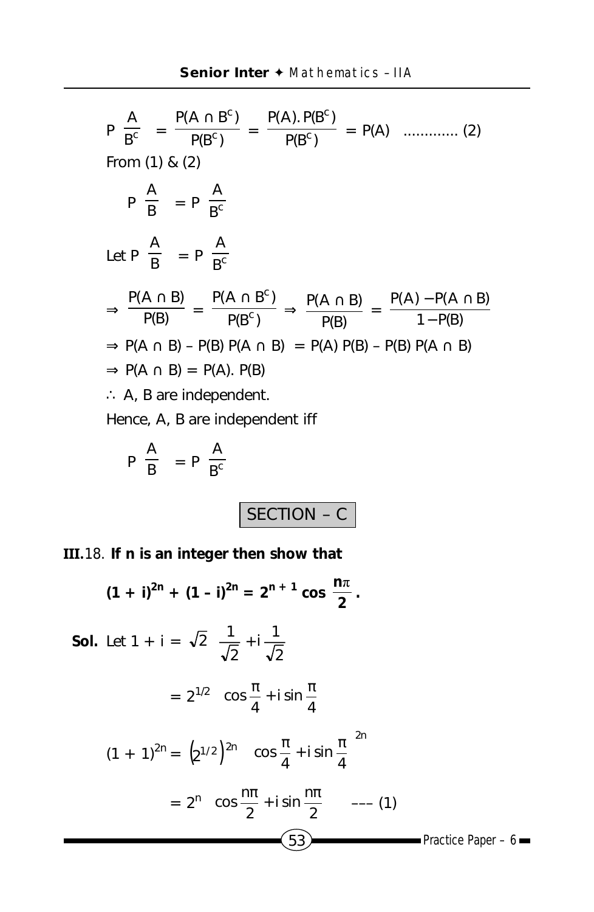$$P\left(\frac{A}{B^c}\right) = \frac{P(A \cap B^c)}{P(B^c)} = \frac{P(A).P(B^c)}{P(B^c)} = P(A) \quad ............ (2)$$

From (1) & (2)

$$P\left(\frac{A}{B}\right) = P\left(\frac{A}{B^c}\right)$$

Let $P\left(\frac{A}{B}\right) = P\left(\frac{A}{B^c}\right)$

$$\Rightarrow \frac{P(A \cap B)}{P(B)} = \frac{P(A \cap B^c)}{P(B^c)} \Rightarrow \frac{P(A \cap B)}{P(B)} = \frac{P(A) - P(A \cap B)}{1 - P(B)}$$

$\Rightarrow P(A \cap B) - P(B)\,P(A \cap B) = P(A)\,P(B) - P(B)\,P(A \cap B)$

$\Rightarrow P(A \cap B) = P(A).\,P(B)$

$\therefore$ A, B are independent.

Hence, A, B are independent iff

$$P\left(\frac{A}{B}\right) = P\left(\frac{A}{B^c}\right)$$

## SECTION – C

**III.** 18. **If n is an integer then show that**

$$\mathbf{(1 + i)^{2n} + (1 - i)^{2n} = 2^{n+1} \cos \frac{n\pi}{2}.}$$

**Sol.** Let $1 + i = \sqrt{2}\left(\frac{1}{\sqrt{2}} + i\frac{1}{\sqrt{2}}\right)$

$$= 2^{1/2}\left(\cos\frac{\pi}{4} + i\sin\frac{\pi}{4}\right)$$

$$(1 + 1)^{2n} = \left(2^{1/2}\right)^{2n}\left(\cos\frac{\pi}{4} + i\sin\frac{\pi}{4}\right)^{2n}$$

$$= 2^n\left(\cos\frac{n\pi}{2} + i\sin\frac{n\pi}{2}\right) \quad --- (1)$$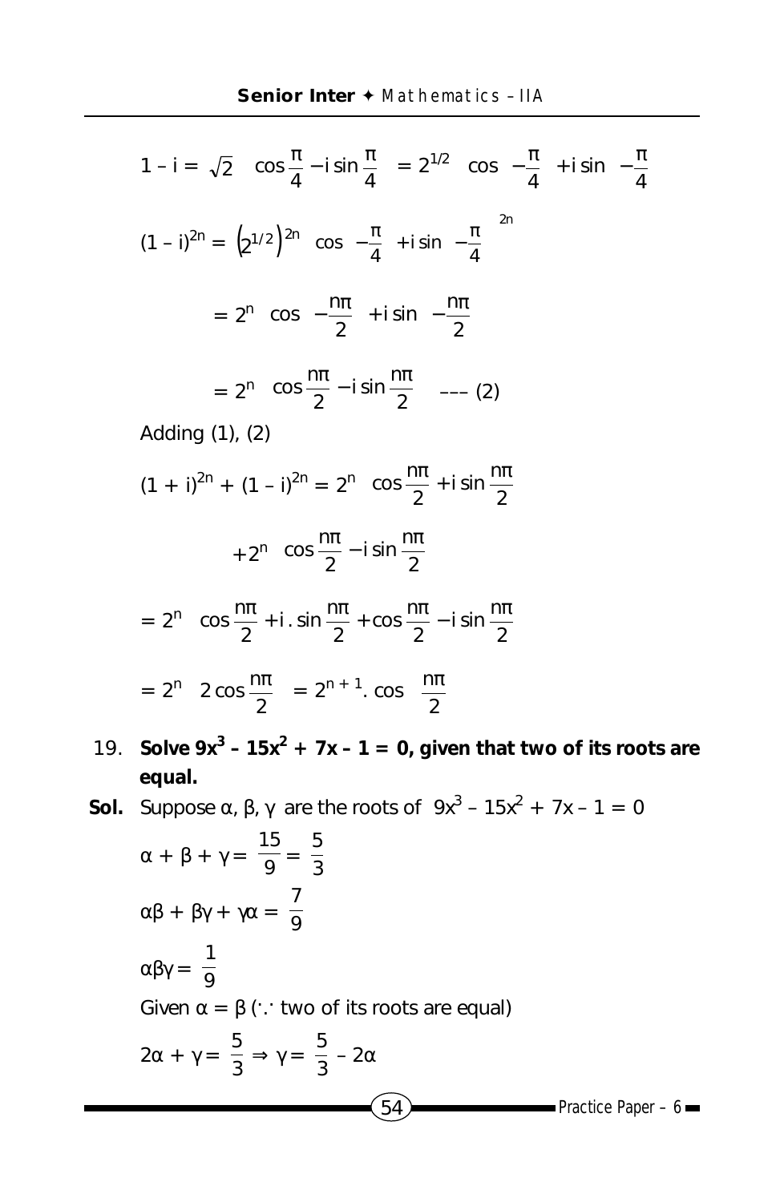$$1 - i = \sqrt{2}\left(\cos\frac{\pi}{4} - i\sin\frac{\pi}{4}\right) = 2^{1/2}\left(\cos\left(-\frac{\pi}{4}\right) + i\sin\left(-\frac{\pi}{4}\right)\right)$$

$$(1 - i)^{2n} = \left(2^{1/2}\right)^{2n}\left(\cos\left(-\frac{\pi}{4}\right) + i\sin\left(-\frac{\pi}{4}\right)\right)^{2n}$$

$$= 2^n\left(\cos\left(-\frac{n\pi}{2}\right) + i\sin\left(-\frac{n\pi}{2}\right)\right)$$

$$= 2^n\left(\cos\frac{n\pi}{2} - i\sin\frac{n\pi}{2}\right) \quad \text{--- (2)}$$

Adding (1), (2)

$$(1 + i)^{2n} + (1 - i)^{2n} = 2^n\left(\cos\frac{n\pi}{2} + i\sin\frac{n\pi}{2}\right)$$

$$+ 2^n\left(\cos\frac{n\pi}{2} - i\sin\frac{n\pi}{2}\right)$$

$$= 2^n\left(\cos\frac{n\pi}{2} + i.\sin\frac{n\pi}{2} + \cos\frac{n\pi}{2} - i\sin\frac{n\pi}{2}\right)$$

$$= 2^n\left(2\cos\frac{n\pi}{2}\right) = 2^{n+1}.\cos\left(\frac{n\pi}{2}\right)$$

19. **Solve $9x^3 - 15x^2 + 7x - 1 = 0$, given that two of its roots are equal.**

**Sol.** Suppose $\alpha, \beta, \gamma$ are the roots of $9x^3 - 15x^2 + 7x - 1 = 0$

$$\alpha + \beta + \gamma = \frac{15}{9} = \frac{5}{3}$$

$$\alpha\beta + \beta\gamma + \gamma\alpha = \frac{7}{9}$$

$$\alpha\beta\gamma = \frac{1}{9}$$

Given $\alpha = \beta$ ($\because$ two of its roots are equal)

$$2\alpha + \gamma = \frac{5}{3} \Rightarrow \gamma = \frac{5}{3} - 2\alpha$$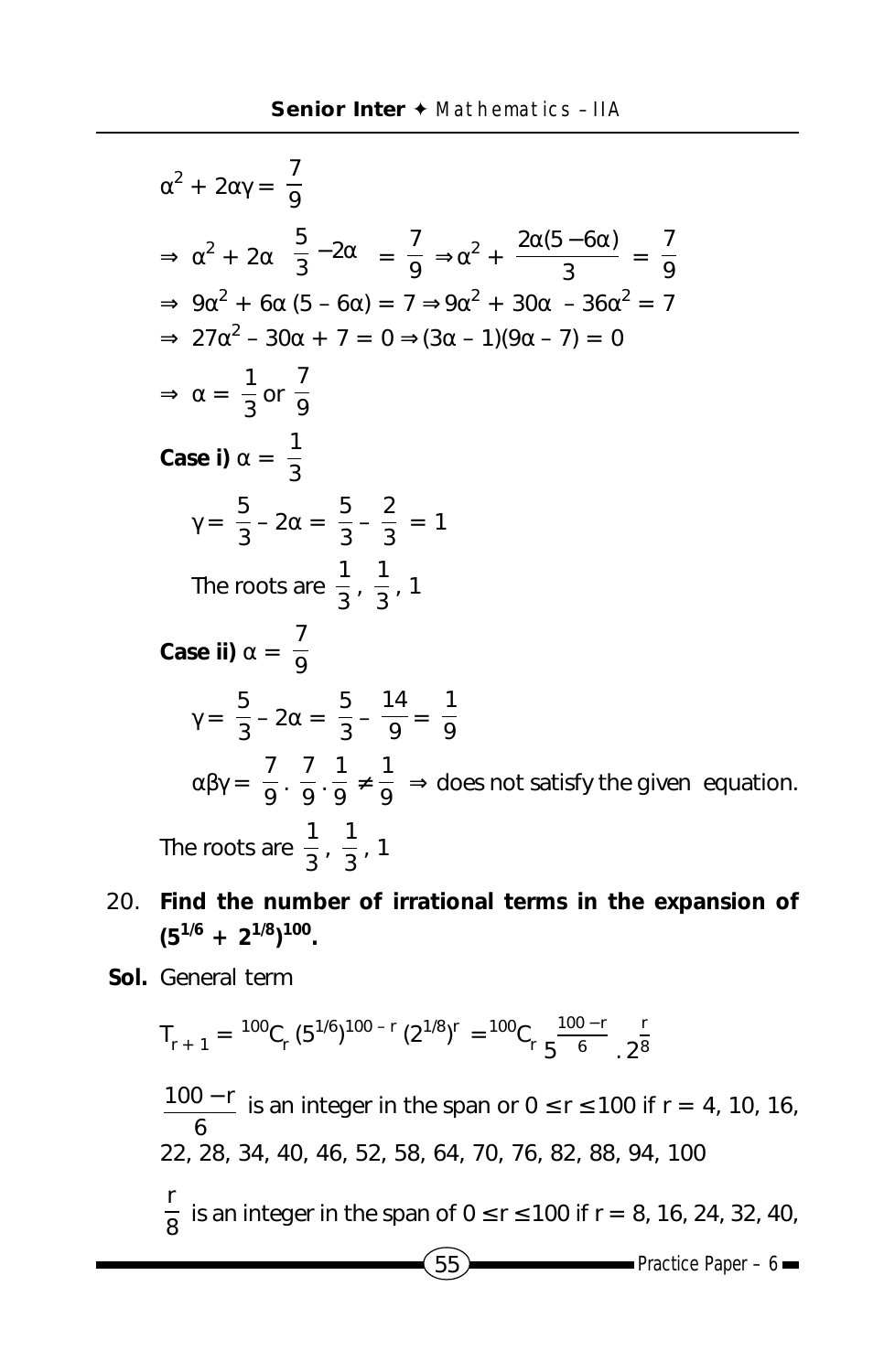$$\alpha^2 + 2\alpha\gamma = \frac{7}{9}$$

$$\Rightarrow \alpha^2 + 2\alpha\left(\frac{5}{3} - 2\alpha\right) = \frac{7}{9} \Rightarrow \alpha^2 + \frac{2\alpha(5 - 6\alpha)}{3} = \frac{7}{9}$$

$$\Rightarrow 9\alpha^2 + 6\alpha(5 - 6\alpha) = 7 \Rightarrow 9\alpha^2 + 30\alpha - 36\alpha^2 = 7$$

$$\Rightarrow 27\alpha^2 - 30\alpha + 7 = 0 \Rightarrow (3\alpha - 1)(9\alpha - 7) = 0$$

$$\Rightarrow \alpha = \frac{1}{3} \text{ or } \frac{7}{9}$$

**Case i)** $\alpha = \frac{1}{3}$

$$\gamma = \frac{5}{3} - 2\alpha = \frac{5}{3} - \frac{2}{3} = 1$$

The roots are $\frac{1}{3}, \frac{1}{3}, 1$

**Case ii)** $\alpha = \frac{7}{9}$

$$\gamma = \frac{5}{3} - 2\alpha = \frac{5}{3} - \frac{14}{9} = \frac{1}{9}$$

$\alpha\beta\gamma = \frac{7}{9} \cdot \frac{7}{9} \cdot \frac{1}{9} \neq \frac{1}{9} \Rightarrow$ does not satisfy the given equation.

The roots are $\frac{1}{3}, \frac{1}{3}, 1$

20. **Find the number of irrational terms in the expansion of $(5^{1/6} + 2^{1/8})^{100}$.**

**Sol.** General term

$$T_{r+1} = {}^{100}C_r\,(5^{1/6})^{100-r}\,(2^{1/8})^r = {}^{100}C_r\, 5^{\frac{100-r}{6}} \cdot 2^{\frac{r}{8}}$$

$\frac{100-r}{6}$ is an integer in the span or $0 \le r \le 100$ if $r = 4, 10, 16, 22, 28, 34, 40, 46, 52, 58, 64, 70, 76, 82, 88, 94, 100$

$\frac{r}{8}$ is an integer in the span of $0 \le r \le 100$ if $r = 8, 16, 24, 32, 40,$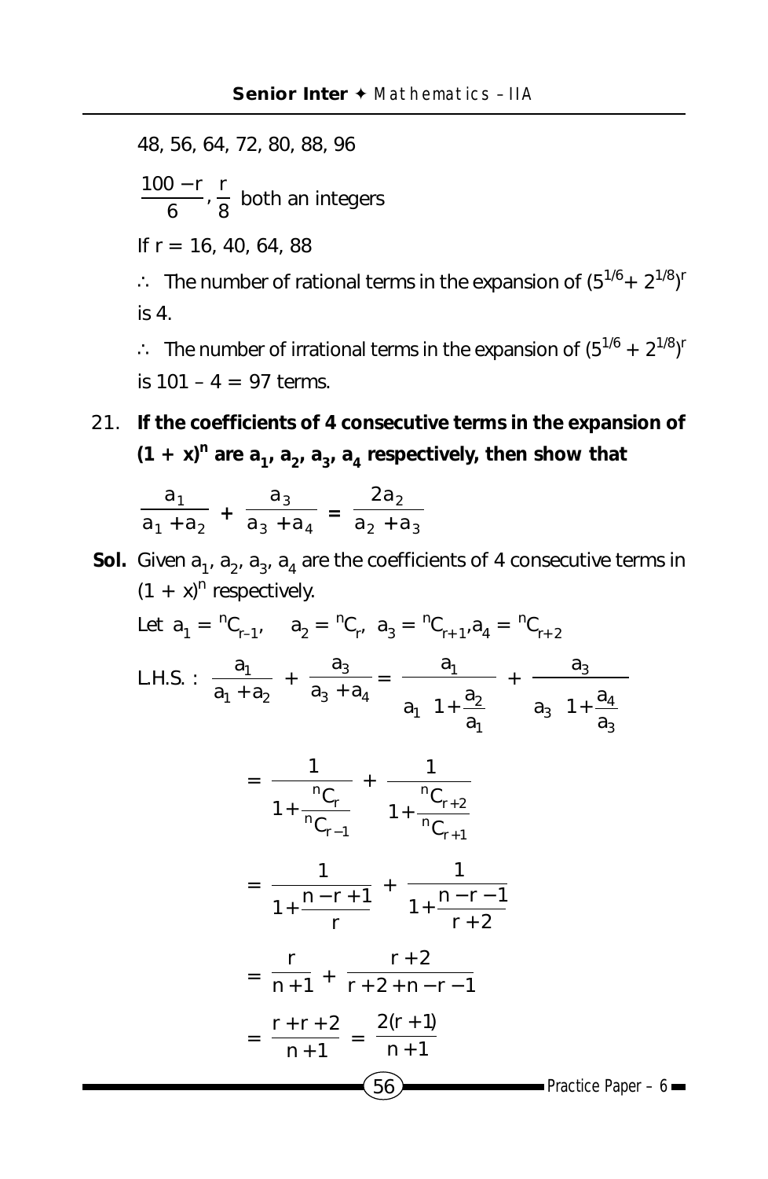48, 56, 64, 72, 80, 88, 96

$\frac{100-r}{6}, \frac{r}{8}$ both an integers

If r = 16, 40, 64, 88

$\therefore$ The number of rational terms in the expansion of $(5^{1/6} + 2^{1/8})^r$ is 4.

$\therefore$ The number of irrational terms in the expansion of $(5^{1/6} + 2^{1/8})^r$ is 101 – 4 = 97 terms.

21. **If the coefficients of 4 consecutive terms in the expansion of $(1 + x)^n$ are $a_1, a_2, a_3, a_4$ respectively, then show that**

$$\frac{a_1}{a_1 + a_2} + \frac{a_3}{a_3 + a_4} = \frac{2a_2}{a_2 + a_3}$$

**Sol.** Given $a_1, a_2, a_3, a_4$ are the coefficients of 4 consecutive terms in $(1 + x)^n$ respectively.

Let $a_1 = {}^nC_{r-1}, \quad a_2 = {}^nC_r, \; a_3 = {}^nC_{r+1}, a_4 = {}^nC_{r+2}$

$$\text{L.H.S. : } \frac{a_1}{a_1 + a_2} + \frac{a_3}{a_3 + a_4} = \frac{a_1}{a_1\left(1 + \frac{a_2}{a_1}\right)} + \frac{a_3}{a_3\left(1 + \frac{a_4}{a_3}\right)}$$

$$= \frac{1}{1 + \frac{{}^nC_r}{{}^nC_{r-1}}} + \frac{1}{1 + \frac{{}^nC_{r+2}}{{}^nC_{r+1}}}$$

$$= \frac{1}{1 + \frac{n-r+1}{r}} + \frac{1}{1 + \frac{n-r-1}{r+2}}$$

$$= \frac{r}{n+1} + \frac{r+2}{r+2+n-r-1}$$

$$= \frac{r+r+2}{n+1} = \frac{2(r+1)}{n+1}$$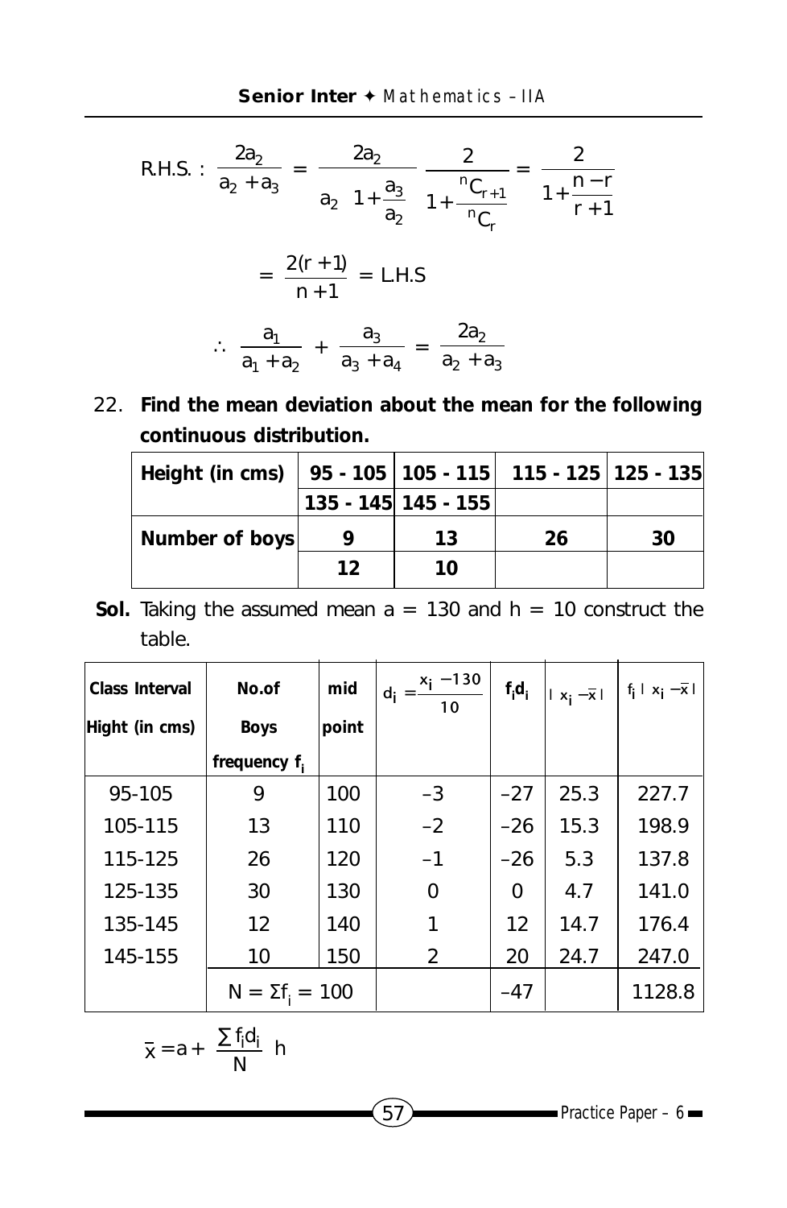$$\text{R.H.S.}: \frac{2a_2}{a_2 + a_3} = \frac{2a_2}{a_2\left(1+\frac{a_3}{a_2}\right)} \quad \frac{2}{1+\frac{{}^nC_{r+1}}{{}^nC_r}} = \frac{2}{1+\frac{n-r}{r+1}}$$

$$= \frac{2(r+1)}{n+1} = \text{L.H.S}$$

$$\therefore \frac{a_1}{a_1 + a_2} + \frac{a_3}{a_3 + a_4} = \frac{2a_2}{a_2 + a_3}$$

22. **Find the mean deviation about the mean for the following continuous distribution.**

| **Height (in cms)** | **95 - 105** | **105 - 115** | **115 - 125** | **125 - 135** |
|---|---|---|---|---|
| | **135 - 145** | **145 - 155** | | |
| **Number of boys** | **9** | **13** | **26** | **30** |
| | **12** | **10** | | |

**Sol.** Taking the assumed mean a = 130 and h = 10 construct the table.

| Class Interval Hight (in cms) | No.of Boys frequency $f_i$ | mid point | $d_i = \frac{x_i - 130}{10}$ | $f_i d_i$ | $\lvert x_i - \bar{x} \rvert$ | $f_i \lvert x_i - \bar{x} \rvert$ |
|---|---|---|---|---|---|---|
| 95-105 | 9 | 100 | –3 | –27 | 25.3 | 227.7 |
| 105-115 | 13 | 110 | –2 | –26 | 15.3 | 198.9 |
| 115-125 | 26 | 120 | –1 | –26 | 5.3 | 137.8 |
| 125-135 | 30 | 130 | 0 | 0 | 4.7 | 141.0 |
| 135-145 | 12 | 140 | 1 | 12 | 14.7 | 176.4 |
| 145-155 | 10 | 150 | 2 | 20 | 24.7 | 247.0 |
| | $N = \Sigma f_i = 100$ | | | –47 | | 1128.8 |

$$\bar{x} = a + \frac{\sum f_i d_i}{N} h$$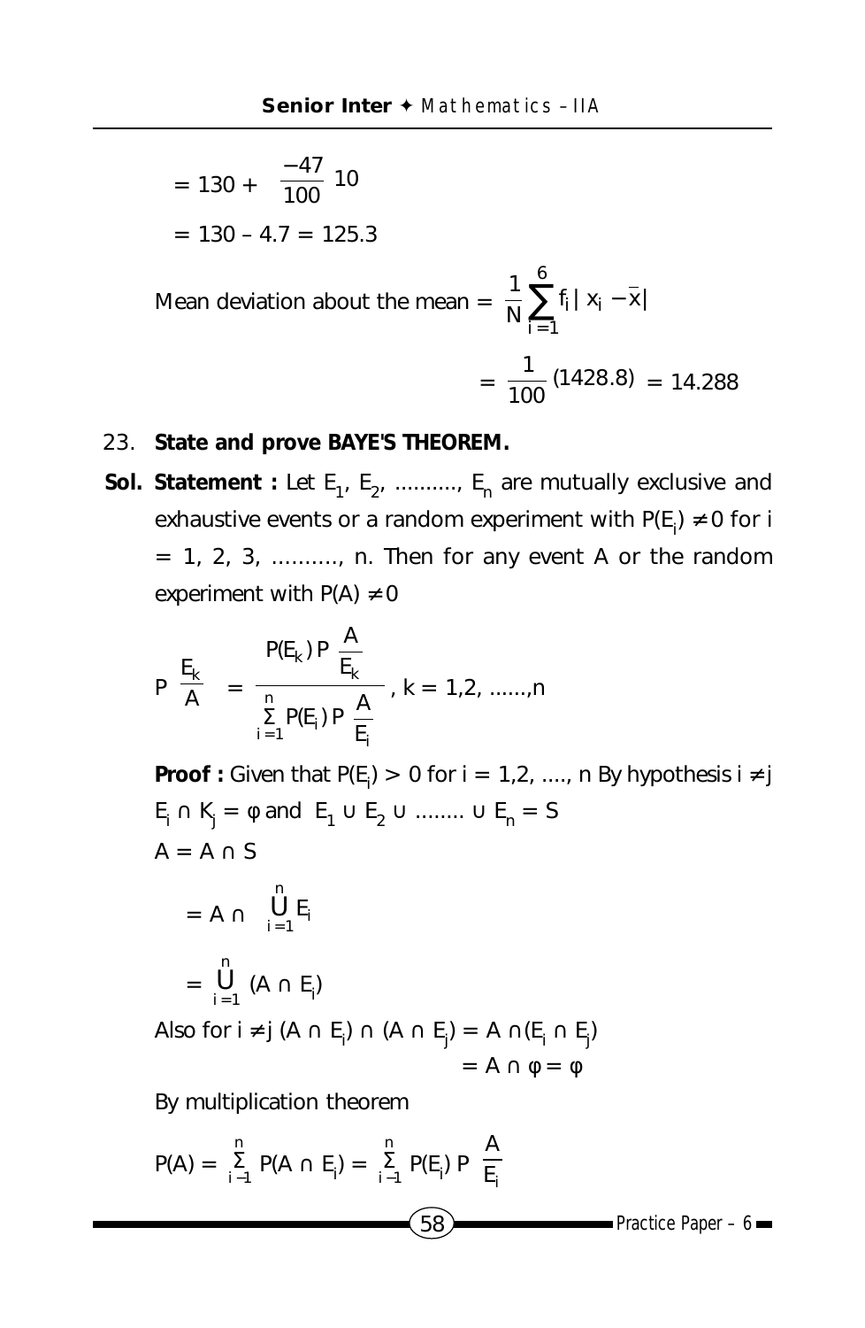$= 130 + \frac{-47}{100} 10$

$= 130 – 4.7 = 125.3$

Mean deviation about the mean $= \frac{1}{N}\sum_{i=1}^{6} f_i | x_i - \bar{x}|$

$= \frac{1}{100}(1428.8) = 14.288$

23. **State and prove BAYE'S THEOREM.**

**Sol.** **Statement :** Let $E_1, E_2, \ldots\ldots\ldots, E_n$ are mutually exclusive and exhaustive events or a random experiment with $P(E_i) \neq 0$ for i = 1, 2, 3, .........., n. Then for any event A or the random experiment with $P(A) \neq 0$

$$P\left(\frac{E_k}{A}\right) = \frac{P(E_k)\, P\left(\frac{A}{E_k}\right)}{\sum_{i=1}^{n} P(E_i)\, P\left(\frac{A}{E_i}\right)}, \; k = 1,2, \ldots\ldots,n$$

**Proof :** Given that $P(E_i) > 0$ for i = 1,2, ...., n By hypothesis $i \neq j$

$E_i \cap K_j = \phi$ and $E_1 \cup E_2 \cup \ldots\ldots\ldots \cup E_n = S$

$A = A \cap S$

$= A \cap \bigcup_{i=1}^{n} E_i$

$= \bigcup_{i=1}^{n} (A \cap E_i)$

Also for $i \neq j$ $(A \cap E_i) \cap (A \cap E_j) = A \cap (E_i \cap E_j)$

$= A \cap \phi = \phi$

By multiplication theorem

$P(A) = \sum_{i-1}^{n} P(A \cap E_i) = \sum_{i-1}^{n} P(E_i)\, P\left(\frac{A}{E_i}\right)$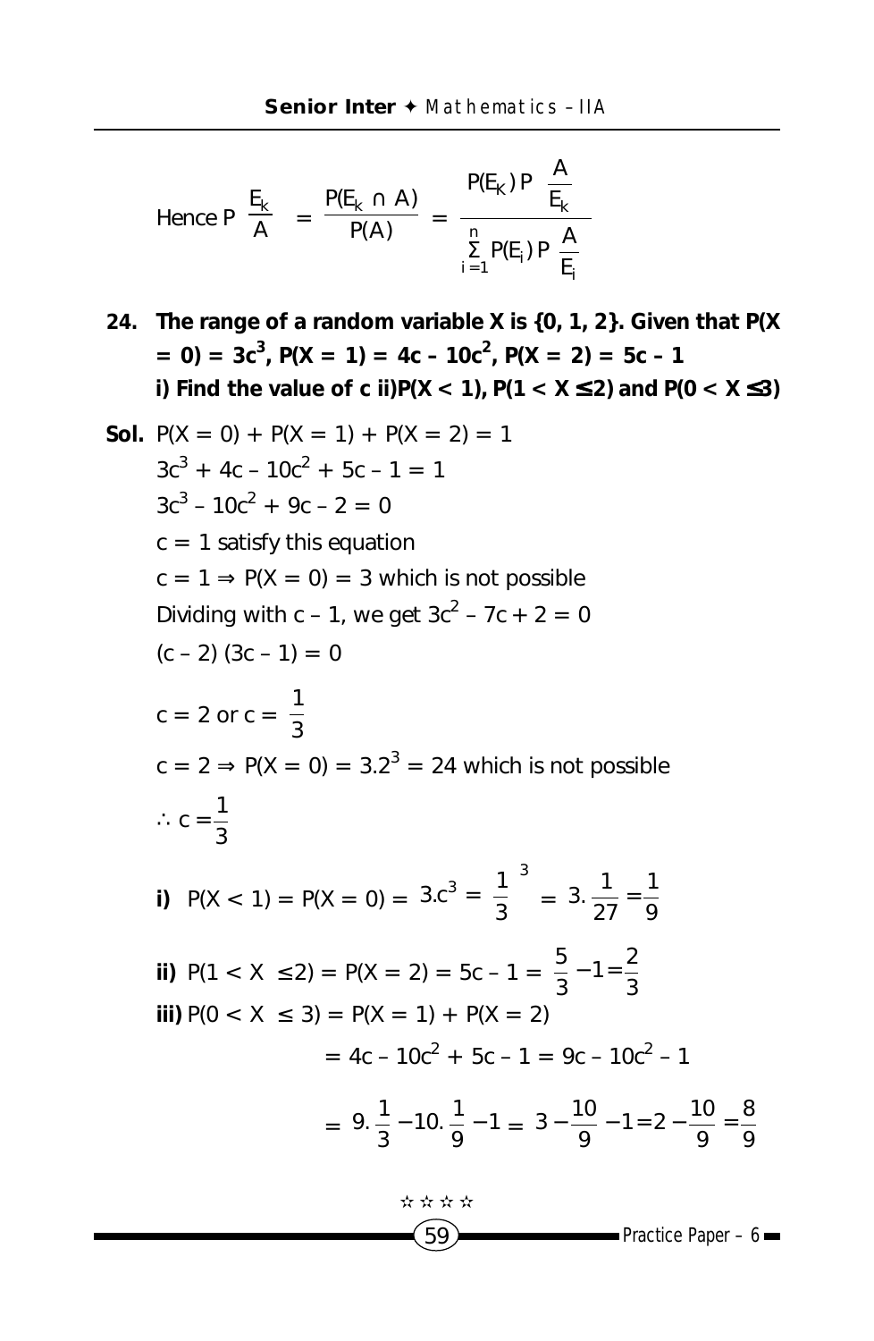$$\text{Hence } P\left(\frac{E_k}{A}\right) = \frac{P(E_k \cap A)}{P(A)} = \frac{P(E_K)\,P\left(\frac{A}{E_k}\right)}{\sum_{i=1}^{n} P(E_i)\,P\left(\frac{A}{E_i}\right)}$$

**24. The range of a random variable X is {0, 1, 2}. Given that $P(X = 0) = 3c^3$, $P(X = 1) = 4c - 10c^2$, $P(X = 2) = 5c - 1$**

**i) Find the value of c ii) $P(X < 1)$, $P(1 < X \le 2)$ and $P(0 < X \le 3)$**

**Sol.** $P(X = 0) + P(X = 1) + P(X = 2) = 1$

$3c^3 + 4c - 10c^2 + 5c - 1 = 1$

$3c^3 - 10c^2 + 9c - 2 = 0$

$c = 1$ satisfy this equation

$c = 1 \Rightarrow P(X = 0) = 3$ which is not possible

Dividing with $c - 1$, we get $3c^2 - 7c + 2 = 0$

$(c - 2)(3c - 1) = 0$

$c = 2$ or $c = \frac{1}{3}$

$c = 2 \Rightarrow P(X = 0) = 3.2^3 = 24$ which is not possible

$\therefore c = \frac{1}{3}$

**i)** $P(X < 1) = P(X = 0) = 3.c^3 = \left(\frac{1}{3}\right)^3 = 3.\frac{1}{27} = \frac{1}{9}$

**ii)** $P(1 < X \le 2) = P(X = 2) = 5c - 1 = \frac{5}{3} - 1 = \frac{2}{3}$

**iii)** $P(0 < X \le 3) = P(X = 1) + P(X = 2)$

$= 4c - 10c^2 + 5c - 1 = 9c - 10c^2 - 1$

$= 9.\frac{1}{3} - 10.\frac{1}{9} - 1 = 3 - \frac{10}{9} - 1 = 2 - \frac{10}{9} = \frac{8}{9}$

☆ ☆ ☆ ☆